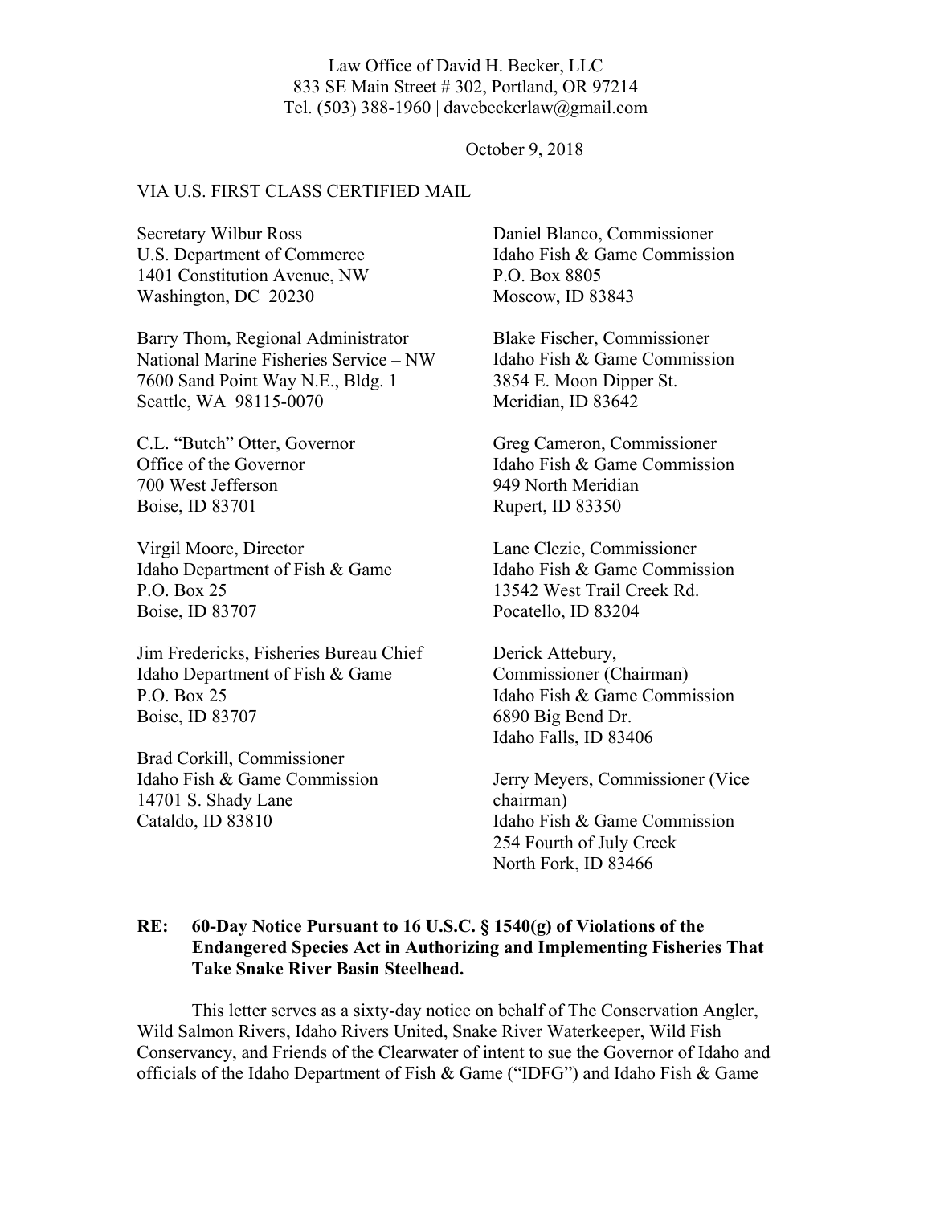Law Office of David H. Becker, LLC
833 SE Main Street # 302, Portland, OR 97214
Tel. (503) 388-1960 | davebeckerlaw@gmail.com

October 9, 2018

VIA U.S. FIRST CLASS CERTIFIED MAIL

Secretary Wilbur Ross
U.S. Department of Commerce
1401 Constitution Avenue, NW
Washington, DC 20230

Barry Thom, Regional Administrator
National Marine Fisheries Service – NW
7600 Sand Point Way N.E., Bldg. 1
Seattle, WA 98115-0070

C.L. "Butch" Otter, Governor
Office of the Governor
700 West Jefferson
Boise, ID 83701

Virgil Moore, Director
Idaho Department of Fish & Game
P.O. Box 25
Boise, ID 83707

Jim Fredericks, Fisheries Bureau Chief
Idaho Department of Fish & Game
P.O. Box 25
Boise, ID 83707

Brad Corkill, Commissioner
Idaho Fish & Game Commission
14701 S. Shady Lane
Cataldo, ID 83810

Daniel Blanco, Commissioner
Idaho Fish & Game Commission
P.O. Box 8805
Moscow, ID 83843

Blake Fischer, Commissioner
Idaho Fish & Game Commission
3854 E. Moon Dipper St.
Meridian, ID 83642

Greg Cameron, Commissioner
Idaho Fish & Game Commission
949 North Meridian
Rupert, ID 83350

Lane Clezie, Commissioner
Idaho Fish & Game Commission
13542 West Trail Creek Rd.
Pocatello, ID 83204

Derick Attebury,
Commissioner (Chairman)
Idaho Fish & Game Commission
6890 Big Bend Dr.
Idaho Falls, ID 83406

Jerry Meyers, Commissioner (Vice chairman)
Idaho Fish & Game Commission
254 Fourth of July Creek
North Fork, ID 83466

**RE: 60-Day Notice Pursuant to 16 U.S.C. § 1540(g) of Violations of the Endangered Species Act in Authorizing and Implementing Fisheries That Take Snake River Basin Steelhead.**

This letter serves as a sixty-day notice on behalf of The Conservation Angler, Wild Salmon Rivers, Idaho Rivers United, Snake River Waterkeeper, Wild Fish Conservancy, and Friends of the Clearwater of intent to sue the Governor of Idaho and officials of the Idaho Department of Fish & Game ("IDFG") and Idaho Fish & Game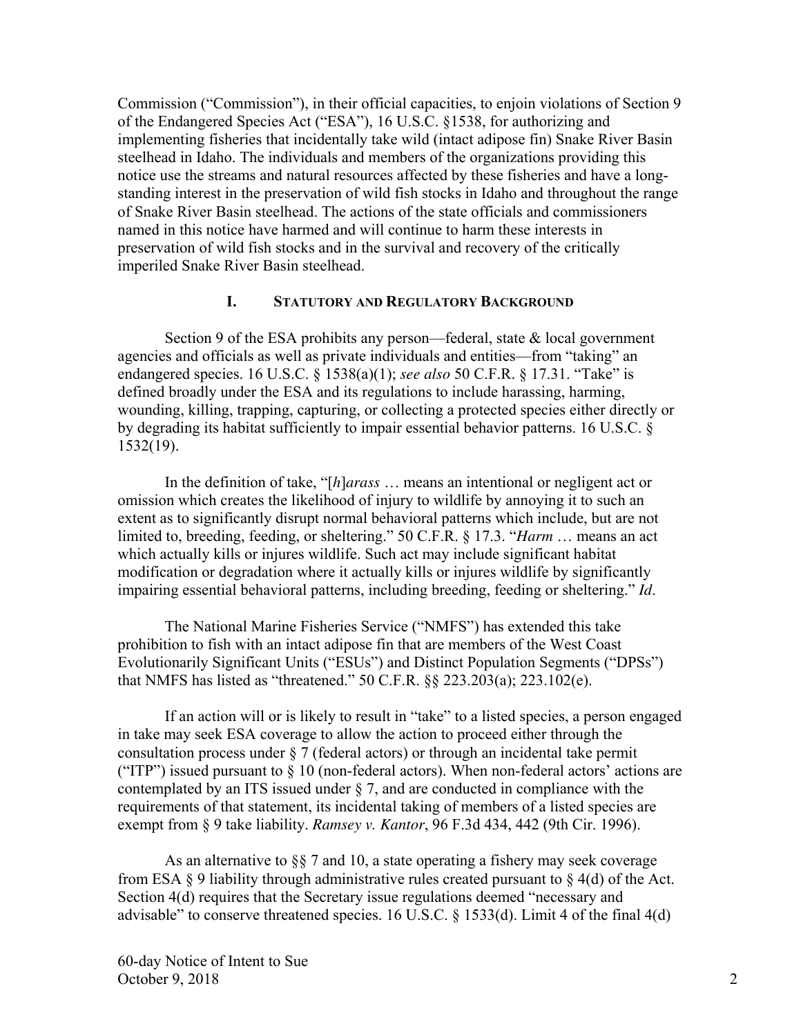Commission ("Commission"), in their official capacities, to enjoin violations of Section 9 of the Endangered Species Act ("ESA"), 16 U.S.C. §1538, for authorizing and implementing fisheries that incidentally take wild (intact adipose fin) Snake River Basin steelhead in Idaho. The individuals and members of the organizations providing this notice use the streams and natural resources affected by these fisheries and have a long-standing interest in the preservation of wild fish stocks in Idaho and throughout the range of Snake River Basin steelhead. The actions of the state officials and commissioners named in this notice have harmed and will continue to harm these interests in preservation of wild fish stocks and in the survival and recovery of the critically imperiled Snake River Basin steelhead.

## I. STATUTORY AND REGULATORY BACKGROUND

Section 9 of the ESA prohibits any person—federal, state & local government agencies and officials as well as private individuals and entities—from "taking" an endangered species. 16 U.S.C. § 1538(a)(1); *see also* 50 C.F.R. § 17.31. "Take" is defined broadly under the ESA and its regulations to include harassing, harming, wounding, killing, trapping, capturing, or collecting a protected species either directly or by degrading its habitat sufficiently to impair essential behavior patterns. 16 U.S.C. § 1532(19).

In the definition of take, "[*h*]*arass* … means an intentional or negligent act or omission which creates the likelihood of injury to wildlife by annoying it to such an extent as to significantly disrupt normal behavioral patterns which include, but are not limited to, breeding, feeding, or sheltering." 50 C.F.R. § 17.3. "*Harm* … means an act which actually kills or injures wildlife. Such act may include significant habitat modification or degradation where it actually kills or injures wildlife by significantly impairing essential behavioral patterns, including breeding, feeding or sheltering." *Id*.

The National Marine Fisheries Service ("NMFS") has extended this take prohibition to fish with an intact adipose fin that are members of the West Coast Evolutionarily Significant Units ("ESUs") and Distinct Population Segments ("DPSs") that NMFS has listed as "threatened." 50 C.F.R. §§ 223.203(a); 223.102(e).

If an action will or is likely to result in "take" to a listed species, a person engaged in take may seek ESA coverage to allow the action to proceed either through the consultation process under § 7 (federal actors) or through an incidental take permit ("ITP") issued pursuant to § 10 (non-federal actors). When non-federal actors' actions are contemplated by an ITS issued under § 7, and are conducted in compliance with the requirements of that statement, its incidental taking of members of a listed species are exempt from § 9 take liability. *Ramsey v. Kantor*, 96 F.3d 434, 442 (9th Cir. 1996).

As an alternative to §§ 7 and 10, a state operating a fishery may seek coverage from ESA § 9 liability through administrative rules created pursuant to § 4(d) of the Act. Section 4(d) requires that the Secretary issue regulations deemed "necessary and advisable" to conserve threatened species. 16 U.S.C. § 1533(d). Limit 4 of the final 4(d)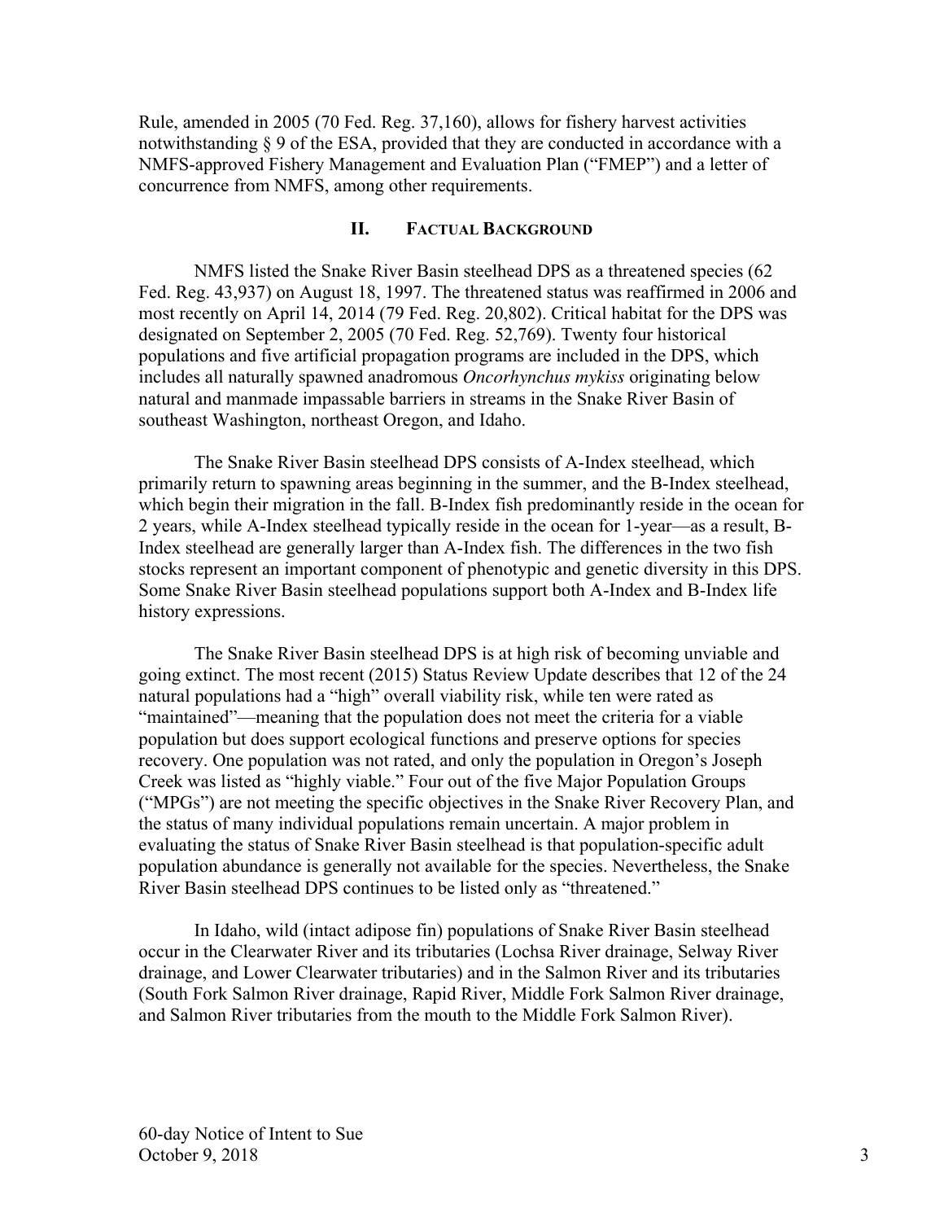Rule, amended in 2005 (70 Fed. Reg. 37,160), allows for fishery harvest activities notwithstanding § 9 of the ESA, provided that they are conducted in accordance with a NMFS-approved Fishery Management and Evaluation Plan ("FMEP") and a letter of concurrence from NMFS, among other requirements.

## II. FACTUAL BACKGROUND

NMFS listed the Snake River Basin steelhead DPS as a threatened species (62 Fed. Reg. 43,937) on August 18, 1997. The threatened status was reaffirmed in 2006 and most recently on April 14, 2014 (79 Fed. Reg. 20,802). Critical habitat for the DPS was designated on September 2, 2005 (70 Fed. Reg. 52,769). Twenty four historical populations and five artificial propagation programs are included in the DPS, which includes all naturally spawned anadromous *Oncorhynchus mykiss* originating below natural and manmade impassable barriers in streams in the Snake River Basin of southeast Washington, northeast Oregon, and Idaho.

The Snake River Basin steelhead DPS consists of A-Index steelhead, which primarily return to spawning areas beginning in the summer, and the B-Index steelhead, which begin their migration in the fall. B-Index fish predominantly reside in the ocean for 2 years, while A-Index steelhead typically reside in the ocean for 1-year—as a result, B-Index steelhead are generally larger than A-Index fish. The differences in the two fish stocks represent an important component of phenotypic and genetic diversity in this DPS. Some Snake River Basin steelhead populations support both A-Index and B-Index life history expressions.

The Snake River Basin steelhead DPS is at high risk of becoming unviable and going extinct. The most recent (2015) Status Review Update describes that 12 of the 24 natural populations had a "high" overall viability risk, while ten were rated as "maintained"—meaning that the population does not meet the criteria for a viable population but does support ecological functions and preserve options for species recovery. One population was not rated, and only the population in Oregon's Joseph Creek was listed as "highly viable." Four out of the five Major Population Groups ("MPGs") are not meeting the specific objectives in the Snake River Recovery Plan, and the status of many individual populations remain uncertain. A major problem in evaluating the status of Snake River Basin steelhead is that population-specific adult population abundance is generally not available for the species. Nevertheless, the Snake River Basin steelhead DPS continues to be listed only as "threatened."

In Idaho, wild (intact adipose fin) populations of Snake River Basin steelhead occur in the Clearwater River and its tributaries (Lochsa River drainage, Selway River drainage, and Lower Clearwater tributaries) and in the Salmon River and its tributaries (South Fork Salmon River drainage, Rapid River, Middle Fork Salmon River drainage, and Salmon River tributaries from the mouth to the Middle Fork Salmon River).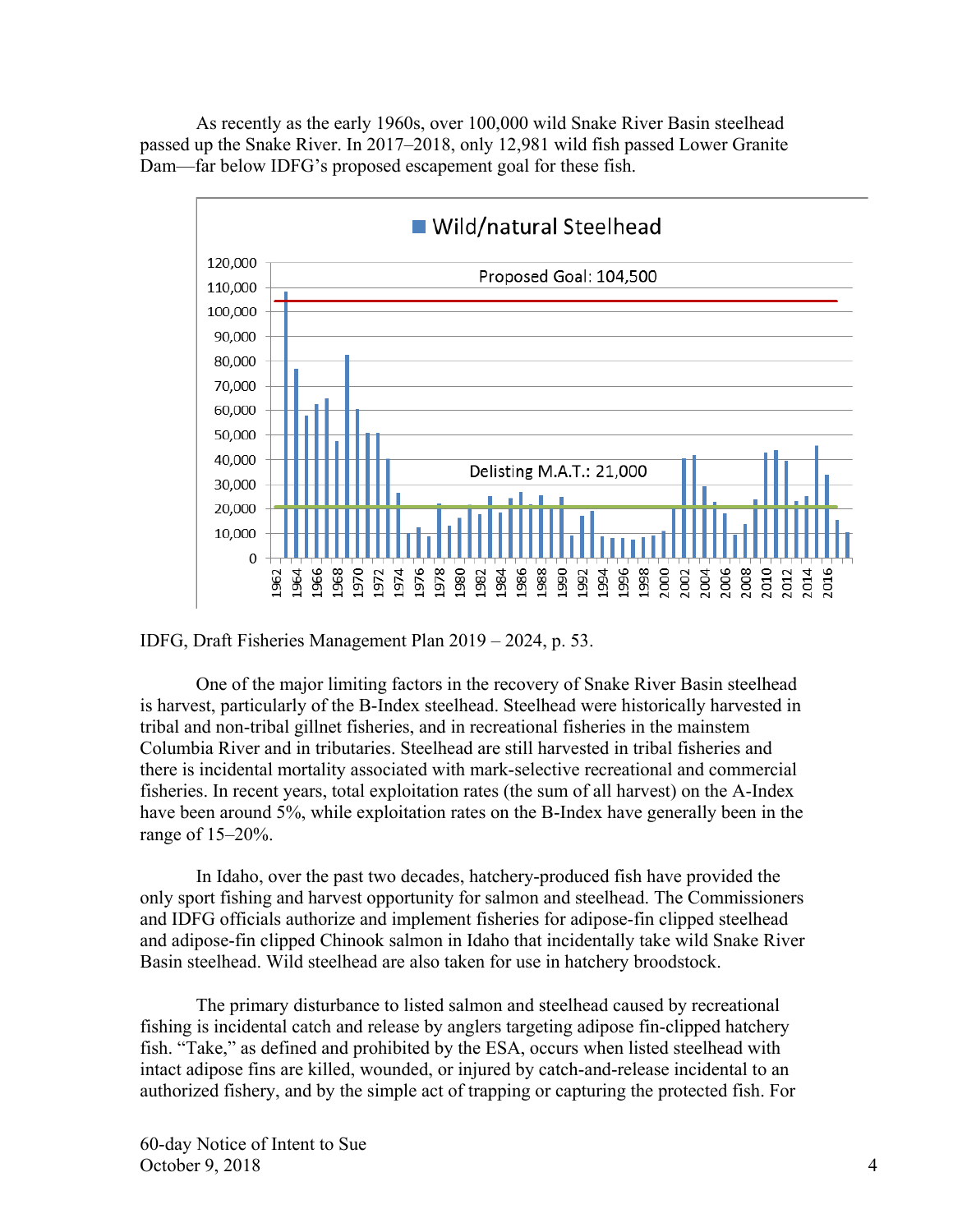As recently as the early 1960s, over 100,000 wild Snake River Basin steelhead passed up the Snake River. In 2017–2018, only 12,981 wild fish passed Lower Granite Dam—far below IDFG's proposed escapement goal for these fish.

IDFG, Draft Fisheries Management Plan 2019 – 2024, p. 53.

One of the major limiting factors in the recovery of Snake River Basin steelhead is harvest, particularly of the B-Index steelhead. Steelhead were historically harvested in tribal and non-tribal gillnet fisheries, and in recreational fisheries in the mainstem Columbia River and in tributaries. Steelhead are still harvested in tribal fisheries and there is incidental mortality associated with mark-selective recreational and commercial fisheries. In recent years, total exploitation rates (the sum of all harvest) on the A-Index have been around 5%, while exploitation rates on the B-Index have generally been in the range of 15–20%.

In Idaho, over the past two decades, hatchery-produced fish have provided the only sport fishing and harvest opportunity for salmon and steelhead. The Commissioners and IDFG officials authorize and implement fisheries for adipose-fin clipped steelhead and adipose-fin clipped Chinook salmon in Idaho that incidentally take wild Snake River Basin steelhead. Wild steelhead are also taken for use in hatchery broodstock.

The primary disturbance to listed salmon and steelhead caused by recreational fishing is incidental catch and release by anglers targeting adipose fin-clipped hatchery fish. "Take," as defined and prohibited by the ESA, occurs when listed steelhead with intact adipose fins are killed, wounded, or injured by catch-and-release incidental to an authorized fishery, and by the simple act of trapping or capturing the protected fish. For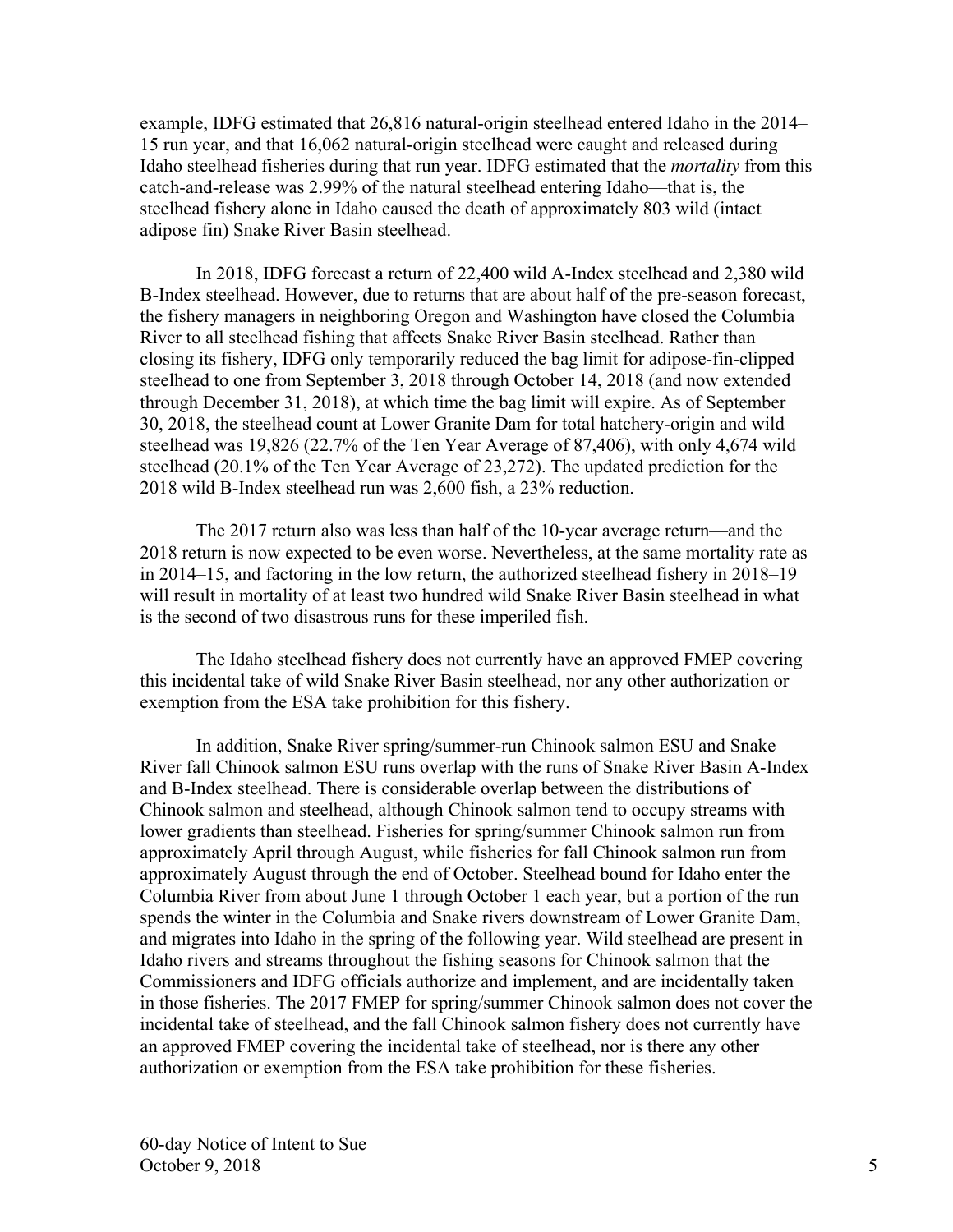example, IDFG estimated that 26,816 natural-origin steelhead entered Idaho in the 2014–15 run year, and that 16,062 natural-origin steelhead were caught and released during Idaho steelhead fisheries during that run year. IDFG estimated that the *mortality* from this catch-and-release was 2.99% of the natural steelhead entering Idaho—that is, the steelhead fishery alone in Idaho caused the death of approximately 803 wild (intact adipose fin) Snake River Basin steelhead.

In 2018, IDFG forecast a return of 22,400 wild A-Index steelhead and 2,380 wild B-Index steelhead. However, due to returns that are about half of the pre-season forecast, the fishery managers in neighboring Oregon and Washington have closed the Columbia River to all steelhead fishing that affects Snake River Basin steelhead. Rather than closing its fishery, IDFG only temporarily reduced the bag limit for adipose-fin-clipped steelhead to one from September 3, 2018 through October 14, 2018 (and now extended through December 31, 2018), at which time the bag limit will expire. As of September 30, 2018, the steelhead count at Lower Granite Dam for total hatchery-origin and wild steelhead was 19,826 (22.7% of the Ten Year Average of 87,406), with only 4,674 wild steelhead (20.1% of the Ten Year Average of 23,272). The updated prediction for the 2018 wild B-Index steelhead run was 2,600 fish, a 23% reduction.

The 2017 return also was less than half of the 10-year average return—and the 2018 return is now expected to be even worse. Nevertheless, at the same mortality rate as in 2014–15, and factoring in the low return, the authorized steelhead fishery in 2018–19 will result in mortality of at least two hundred wild Snake River Basin steelhead in what is the second of two disastrous runs for these imperiled fish.

The Idaho steelhead fishery does not currently have an approved FMEP covering this incidental take of wild Snake River Basin steelhead, nor any other authorization or exemption from the ESA take prohibition for this fishery.

In addition, Snake River spring/summer-run Chinook salmon ESU and Snake River fall Chinook salmon ESU runs overlap with the runs of Snake River Basin A-Index and B-Index steelhead. There is considerable overlap between the distributions of Chinook salmon and steelhead, although Chinook salmon tend to occupy streams with lower gradients than steelhead. Fisheries for spring/summer Chinook salmon run from approximately April through August, while fisheries for fall Chinook salmon run from approximately August through the end of October. Steelhead bound for Idaho enter the Columbia River from about June 1 through October 1 each year, but a portion of the run spends the winter in the Columbia and Snake rivers downstream of Lower Granite Dam, and migrates into Idaho in the spring of the following year. Wild steelhead are present in Idaho rivers and streams throughout the fishing seasons for Chinook salmon that the Commissioners and IDFG officials authorize and implement, and are incidentally taken in those fisheries. The 2017 FMEP for spring/summer Chinook salmon does not cover the incidental take of steelhead, and the fall Chinook salmon fishery does not currently have an approved FMEP covering the incidental take of steelhead, nor is there any other authorization or exemption from the ESA take prohibition for these fisheries.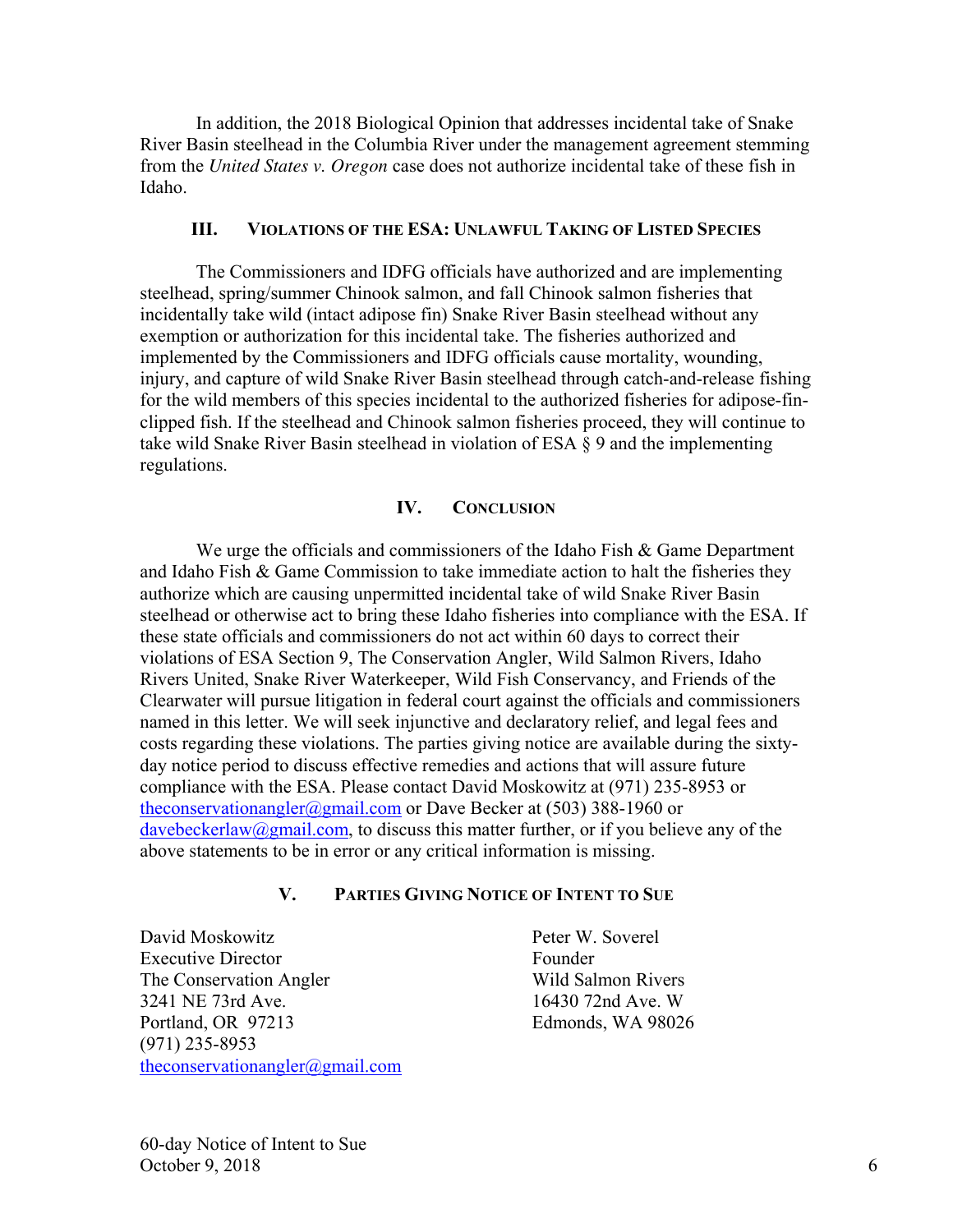In addition, the 2018 Biological Opinion that addresses incidental take of Snake River Basin steelhead in the Columbia River under the management agreement stemming from the *United States v. Oregon* case does not authorize incidental take of these fish in Idaho.

## III. Violations of the ESA: Unlawful Taking of Listed Species

The Commissioners and IDFG officials have authorized and are implementing steelhead, spring/summer Chinook salmon, and fall Chinook salmon fisheries that incidentally take wild (intact adipose fin) Snake River Basin steelhead without any exemption or authorization for this incidental take. The fisheries authorized and implemented by the Commissioners and IDFG officials cause mortality, wounding, injury, and capture of wild Snake River Basin steelhead through catch-and-release fishing for the wild members of this species incidental to the authorized fisheries for adipose-fin-clipped fish. If the steelhead and Chinook salmon fisheries proceed, they will continue to take wild Snake River Basin steelhead in violation of ESA § 9 and the implementing regulations.

## IV. Conclusion

We urge the officials and commissioners of the Idaho Fish & Game Department and Idaho Fish & Game Commission to take immediate action to halt the fisheries they authorize which are causing unpermitted incidental take of wild Snake River Basin steelhead or otherwise act to bring these Idaho fisheries into compliance with the ESA. If these state officials and commissioners do not act within 60 days to correct their violations of ESA Section 9, The Conservation Angler, Wild Salmon Rivers, Idaho Rivers United, Snake River Waterkeeper, Wild Fish Conservancy, and Friends of the Clearwater will pursue litigation in federal court against the officials and commissioners named in this letter. We will seek injunctive and declaratory relief, and legal fees and costs regarding these violations. The parties giving notice are available during the sixty-day notice period to discuss effective remedies and actions that will assure future compliance with the ESA. Please contact David Moskowitz at (971) 235-8953 or theconservationangler@gmail.com or Dave Becker at (503) 388-1960 or davebeckerlaw@gmail.com, to discuss this matter further, or if you believe any of the above statements to be in error or any critical information is missing.

## V. Parties Giving Notice of Intent to Sue

David Moskowitz
Executive Director
The Conservation Angler
3241 NE 73rd Ave.
Portland, OR 97213
(971) 235-8953
theconservationangler@gmail.com

Peter W. Soverel
Founder
Wild Salmon Rivers
16430 72nd Ave. W
Edmonds, WA 98026

60-day Notice of Intent to Sue
October 9, 2018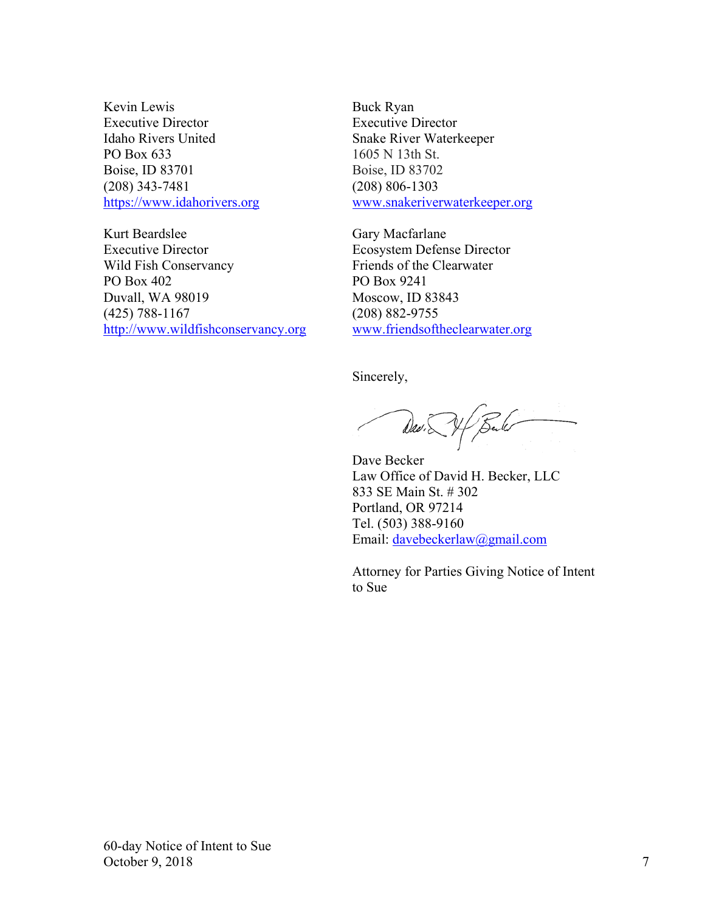Kevin Lewis
Executive Director
Idaho Rivers United
PO Box 633
Boise, ID 83701
(208) 343-7481
https://www.idahorivers.org

Buck Ryan
Executive Director
Snake River Waterkeeper
1605 N 13th St.
Boise, ID 83702
(208) 806-1303
www.snakeriverwaterkeeper.org

Kurt Beardslee
Executive Director
Wild Fish Conservancy
PO Box 402
Duvall, WA 98019
(425) 788-1167
http://www.wildfishconservancy.org

Gary Macfarlane
Ecosystem Defense Director
Friends of the Clearwater
PO Box 9241
Moscow, ID 83843
(208) 882-9755
www.friendsoftheclearwater.org

Sincerely,

Dave Becker
Law Office of David H. Becker, LLC
833 SE Main St. # 302
Portland, OR 97214
Tel. (503) 388-9160
Email: davebeckerlaw@gmail.com

Attorney for Parties Giving Notice of Intent to Sue